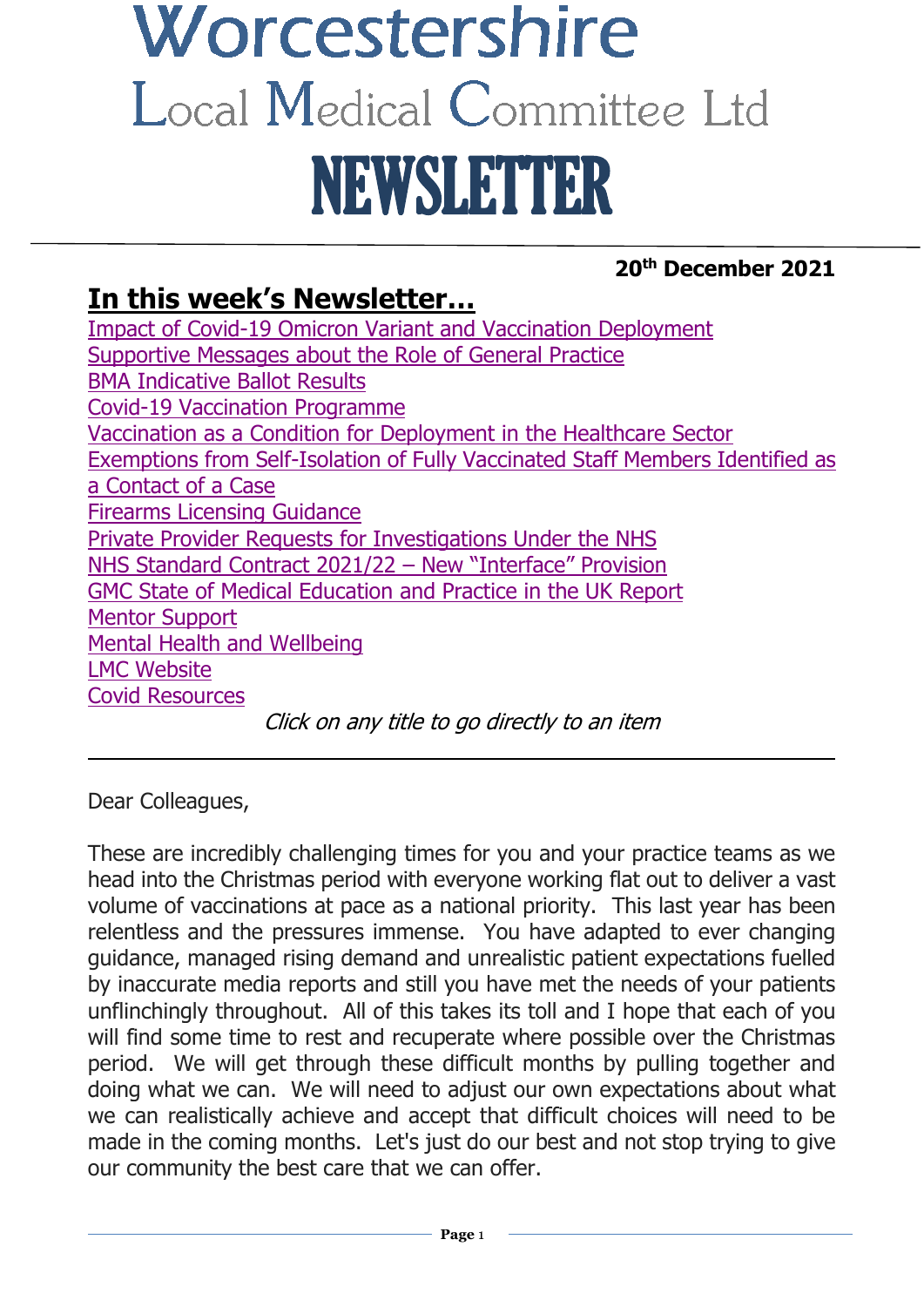# Worcestershire
## Local Medical Committee Ltd
# NEWSLETTER

**20th December 2021**

## In this week's Newsletter…

- Impact of Covid-19 Omicron Variant and Vaccination Deployment
- Supportive Messages about the Role of General Practice
- BMA Indicative Ballot Results
- Covid-19 Vaccination Programme
- Vaccination as a Condition for Deployment in the Healthcare Sector
- Exemptions from Self-Isolation of Fully Vaccinated Staff Members Identified as a Contact of a Case
- Firearms Licensing Guidance
- Private Provider Requests for Investigations Under the NHS
- NHS Standard Contract 2021/22 – New "Interface" Provision
- GMC State of Medical Education and Practice in the UK Report
- Mentor Support
- Mental Health and Wellbeing
- LMC Website
- Covid Resources

*Click on any title to go directly to an item*

---

Dear Colleagues,

These are incredibly challenging times for you and your practice teams as we head into the Christmas period with everyone working flat out to deliver a vast volume of vaccinations at pace as a national priority. This last year has been relentless and the pressures immense. You have adapted to ever changing guidance, managed rising demand and unrealistic patient expectations fuelled by inaccurate media reports and still you have met the needs of your patients unflinchingly throughout. All of this takes its toll and I hope that each of you will find some time to rest and recuperate where possible over the Christmas period. We will get through these difficult months by pulling together and doing what we can. We will need to adjust our own expectations about what we can realistically achieve and accept that difficult choices will need to be made in the coming months. Let's just do our best and not stop trying to give our community the best care that we can offer.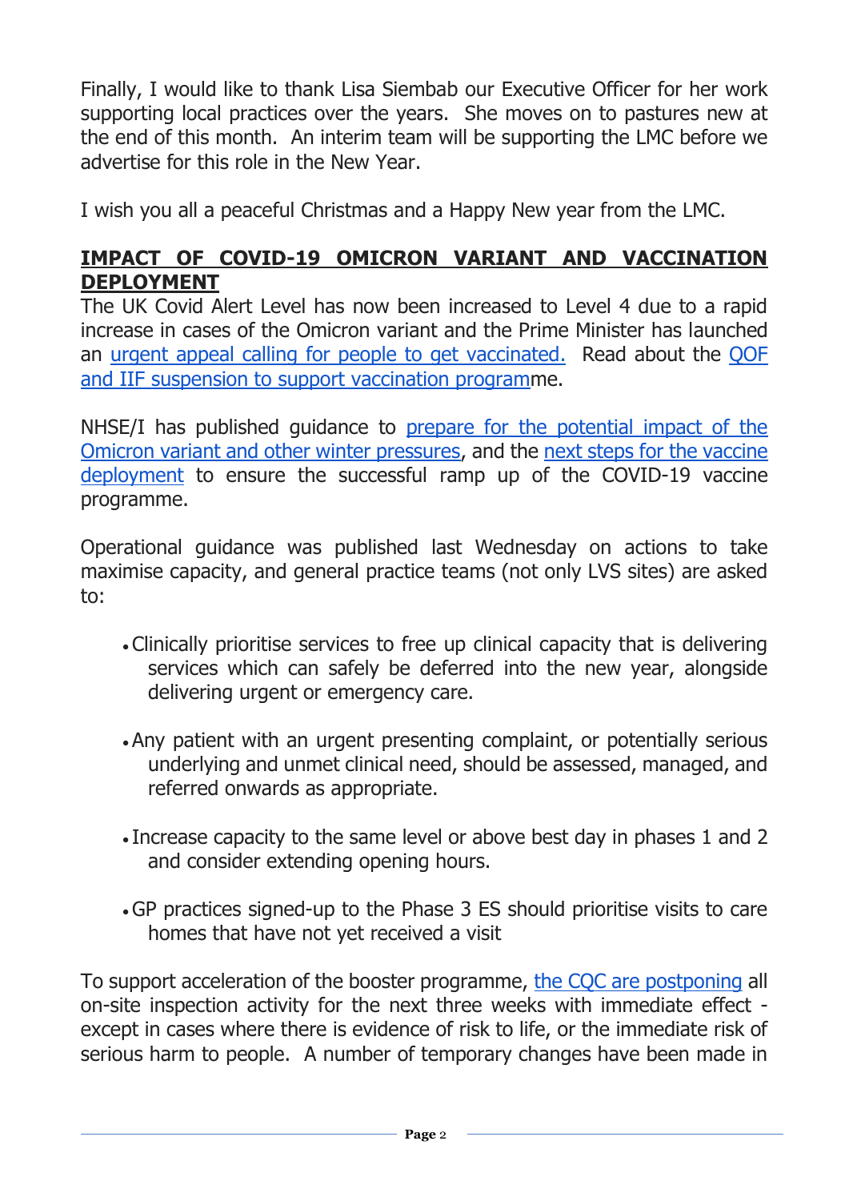Finally, I would like to thank Lisa Siembab our Executive Officer for her work supporting local practices over the years. She moves on to pastures new at the end of this month. An interim team will be supporting the LMC before we advertise for this role in the New Year.

I wish you all a peaceful Christmas and a Happy New year from the LMC.

## IMPACT OF COVID-19 OMICRON VARIANT AND VACCINATION DEPLOYMENT

The UK Covid Alert Level has now been increased to Level 4 due to a rapid increase in cases of the Omicron variant and the Prime Minister has launched an urgent appeal calling for people to get vaccinated. Read about the QOF and IIF suspension to support vaccination programme.

NHSE/I has published guidance to prepare for the potential impact of the Omicron variant and other winter pressures, and the next steps for the vaccine deployment to ensure the successful ramp up of the COVID-19 vaccine programme.

Operational guidance was published last Wednesday on actions to take maximise capacity, and general practice teams (not only LVS sites) are asked to:

- Clinically prioritise services to free up clinical capacity that is delivering services which can safely be deferred into the new year, alongside delivering urgent or emergency care.
- Any patient with an urgent presenting complaint, or potentially serious underlying and unmet clinical need, should be assessed, managed, and referred onwards as appropriate.
- Increase capacity to the same level or above best day in phases 1 and 2 and consider extending opening hours.
- GP practices signed-up to the Phase 3 ES should prioritise visits to care homes that have not yet received a visit

To support acceleration of the booster programme, the CQC are postponing all on-site inspection activity for the next three weeks with immediate effect - except in cases where there is evidence of risk to life, or the immediate risk of serious harm to people. A number of temporary changes have been made in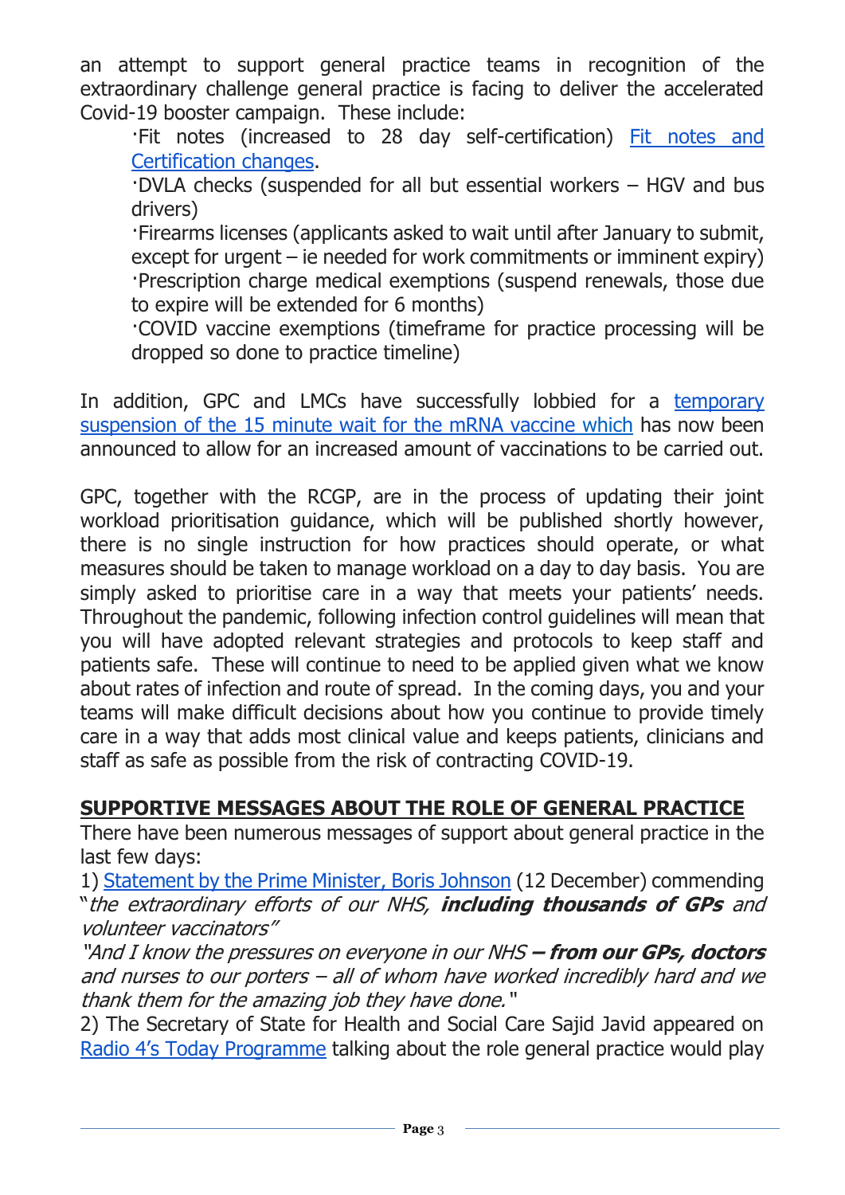an attempt to support general practice teams in recognition of the extraordinary challenge general practice is facing to deliver the accelerated Covid-19 booster campaign. These include:

- Fit notes (increased to 28 day self-certification) [Fit notes and Certification changes](#).
- DVLA checks (suspended for all but essential workers – HGV and bus drivers)
- Firearms licenses (applicants asked to wait until after January to submit, except for urgent – ie needed for work commitments or imminent expiry)
- Prescription charge medical exemptions (suspend renewals, those due to expire will be extended for 6 months)
- COVID vaccine exemptions (timeframe for practice processing will be dropped so done to practice timeline)

In addition, GPC and LMCs have successfully lobbied for a [temporary suspension of the 15 minute wait for the mRNA vaccine which](#) has now been announced to allow for an increased amount of vaccinations to be carried out.

GPC, together with the RCGP, are in the process of updating their joint workload prioritisation guidance, which will be published shortly however, there is no single instruction for how practices should operate, or what measures should be taken to manage workload on a day to day basis. You are simply asked to prioritise care in a way that meets your patients' needs. Throughout the pandemic, following infection control guidelines will mean that you will have adopted relevant strategies and protocols to keep staff and patients safe. These will continue to need to be applied given what we know about rates of infection and route of spread. In the coming days, you and your teams will make difficult decisions about how you continue to provide timely care in a way that adds most clinical value and keeps patients, clinicians and staff as safe as possible from the risk of contracting COVID-19.

## SUPPORTIVE MESSAGES ABOUT THE ROLE OF GENERAL PRACTICE

There have been numerous messages of support about general practice in the last few days:

1) [Statement by the Prime Minister, Boris Johnson](#) (12 December) commending "*the extraordinary efforts of our NHS, **including thousands of GPs** and volunteer vaccinators*"

*"And I know the pressures on everyone in our NHS **– from our GPs, doctors** and nurses to our porters – all of whom have worked incredibly hard and we thank them for the amazing job they have done."*

2) The Secretary of State for Health and Social Care Sajid Javid appeared on [Radio 4's Today Programme](#) talking about the role general practice would play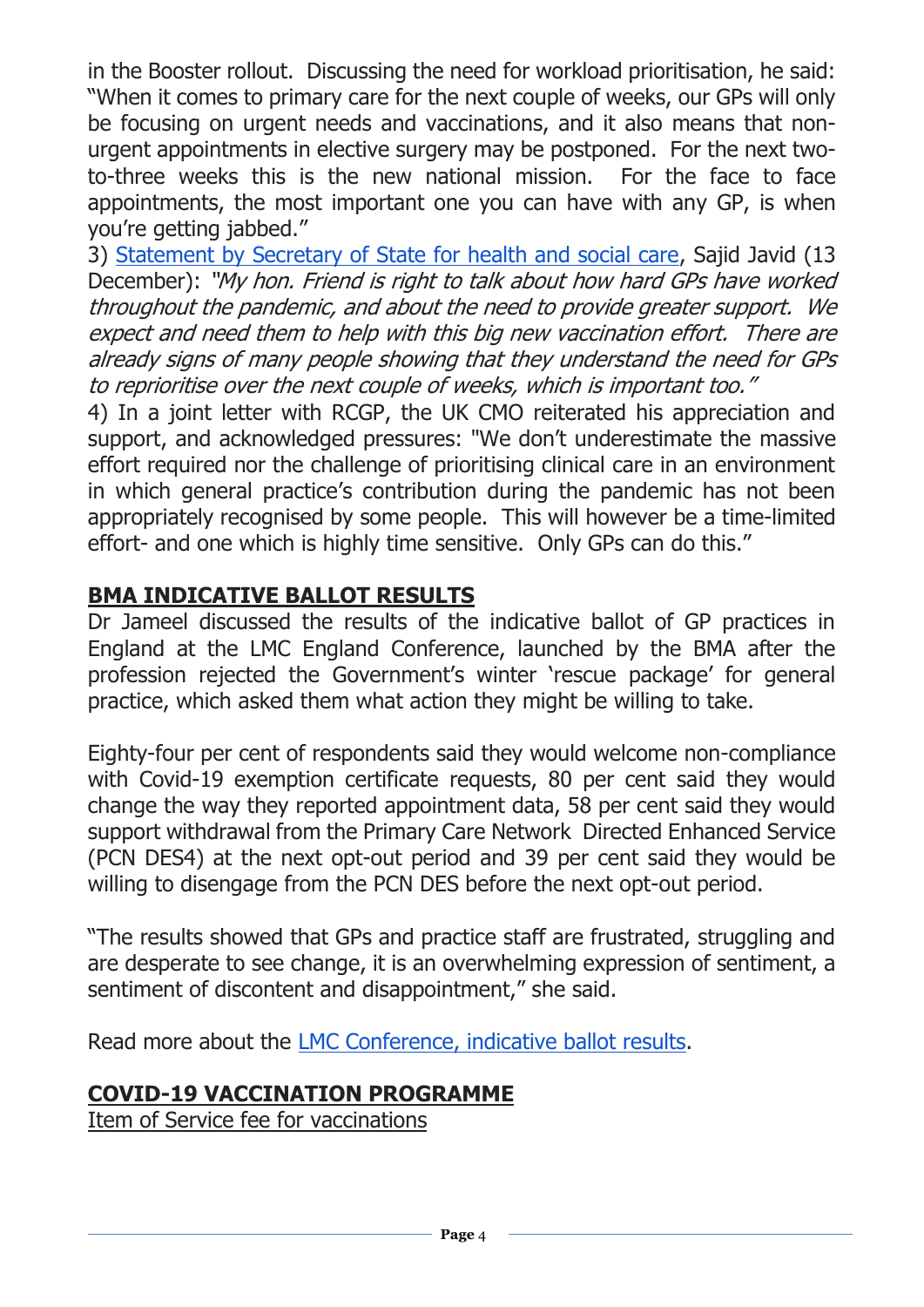in the Booster rollout. Discussing the need for workload prioritisation, he said: "When it comes to primary care for the next couple of weeks, our GPs will only be focusing on urgent needs and vaccinations, and it also means that non-urgent appointments in elective surgery may be postponed. For the next two-to-three weeks this is the new national mission. For the face to face appointments, the most important one you can have with any GP, is when you're getting jabbed."

3) [Statement by Secretary of State for health and social care](), Sajid Javid (13 December): *"My hon. Friend is right to talk about how hard GPs have worked throughout the pandemic, and about the need to provide greater support. We expect and need them to help with this big new vaccination effort. There are already signs of many people showing that they understand the need for GPs to reprioritise over the next couple of weeks, which is important too."*

4) In a joint letter with RCGP, the UK CMO reiterated his appreciation and support, and acknowledged pressures: "We don't underestimate the massive effort required nor the challenge of prioritising clinical care in an environment in which general practice's contribution during the pandemic has not been appropriately recognised by some people. This will however be a time-limited effort- and one which is highly time sensitive. Only GPs can do this."

## BMA INDICATIVE BALLOT RESULTS

Dr Jameel discussed the results of the indicative ballot of GP practices in England at the LMC England Conference, launched by the BMA after the profession rejected the Government's winter 'rescue package' for general practice, which asked them what action they might be willing to take.

Eighty-four per cent of respondents said they would welcome non-compliance with Covid-19 exemption certificate requests, 80 per cent said they would change the way they reported appointment data, 58 per cent said they would support withdrawal from the Primary Care Network Directed Enhanced Service (PCN DES4) at the next opt-out period and 39 per cent said they would be willing to disengage from the PCN DES before the next opt-out period.

"The results showed that GPs and practice staff are frustrated, struggling and are desperate to see change, it is an overwhelming expression of sentiment, a sentiment of discontent and disappointment," she said.

Read more about the [LMC Conference, indicative ballot results]().

## COVID-19 VACCINATION PROGRAMME

<u>Item of Service fee for vaccinations</u>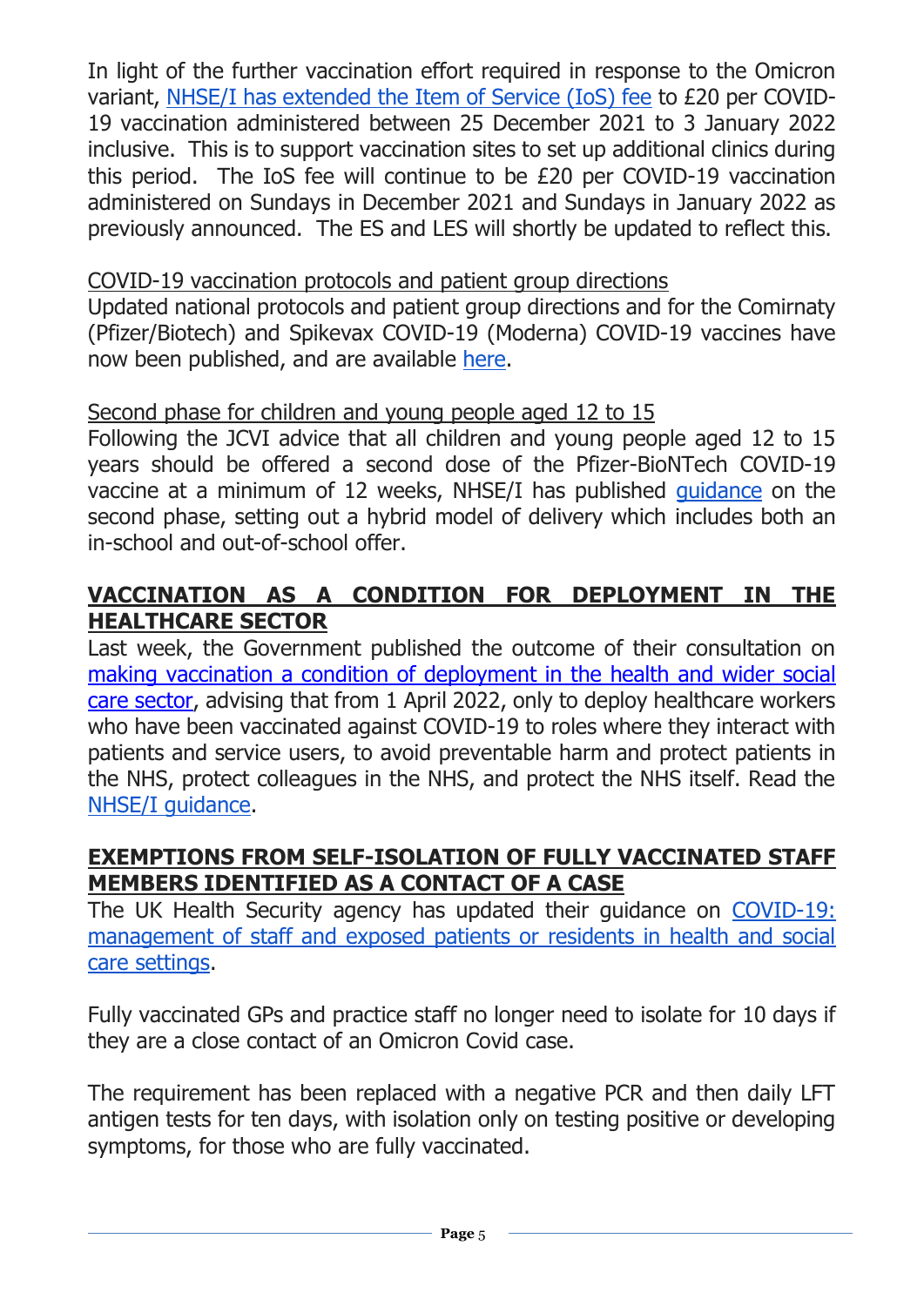In light of the further vaccination effort required in response to the Omicron variant, [NHSE/I has extended the Item of Service (IoS) fee](#) to £20 per COVID-19 vaccination administered between 25 December 2021 to 3 January 2022 inclusive. This is to support vaccination sites to set up additional clinics during this period. The IoS fee will continue to be £20 per COVID-19 vaccination administered on Sundays in December 2021 and Sundays in January 2022 as previously announced. The ES and LES will shortly be updated to reflect this.

<u>COVID-19 vaccination protocols and patient group directions</u>

Updated national protocols and patient group directions and for the Comirnaty (Pfizer/Biotech) and Spikevax COVID-19 (Moderna) COVID-19 vaccines have now been published, and are available [here](#).

<u>Second phase for children and young people aged 12 to 15</u>

Following the JCVI advice that all children and young people aged 12 to 15 years should be offered a second dose of the Pfizer-BioNTech COVID-19 vaccine at a minimum of 12 weeks, NHSE/I has published [guidance](#) on the second phase, setting out a hybrid model of delivery which includes both an in-school and out-of-school offer.

## VACCINATION AS A CONDITION FOR DEPLOYMENT IN THE HEALTHCARE SECTOR

Last week, the Government published the outcome of their consultation on [making vaccination a condition of deployment in the health and wider social care sector](#), advising that from 1 April 2022, only to deploy healthcare workers who have been vaccinated against COVID-19 to roles where they interact with patients and service users, to avoid preventable harm and protect patients in the NHS, protect colleagues in the NHS, and protect the NHS itself. Read the [NHSE/I guidance](#).

## EXEMPTIONS FROM SELF-ISOLATION OF FULLY VACCINATED STAFF MEMBERS IDENTIFIED AS A CONTACT OF A CASE

The UK Health Security agency has updated their guidance on [COVID-19: management of staff and exposed patients or residents in health and social care settings](#).

Fully vaccinated GPs and practice staff no longer need to isolate for 10 days if they are a close contact of an Omicron Covid case.

The requirement has been replaced with a negative PCR and then daily LFT antigen tests for ten days, with isolation only on testing positive or developing symptoms, for those who are fully vaccinated.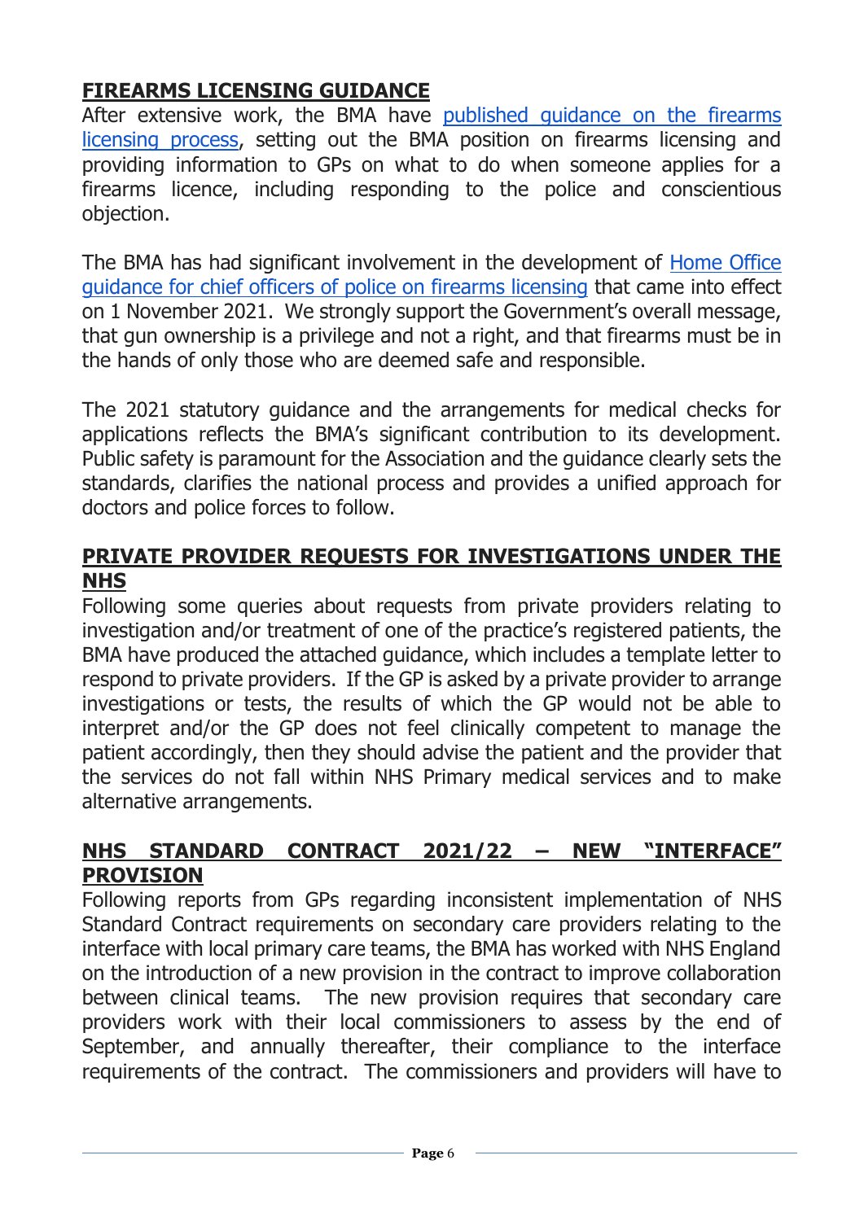## FIREARMS LICENSING GUIDANCE

After extensive work, the BMA have published guidance on the firearms licensing process, setting out the BMA position on firearms licensing and providing information to GPs on what to do when someone applies for a firearms licence, including responding to the police and conscientious objection.

The BMA has had significant involvement in the development of Home Office guidance for chief officers of police on firearms licensing that came into effect on 1 November 2021. We strongly support the Government's overall message, that gun ownership is a privilege and not a right, and that firearms must be in the hands of only those who are deemed safe and responsible.

The 2021 statutory guidance and the arrangements for medical checks for applications reflects the BMA's significant contribution to its development. Public safety is paramount for the Association and the guidance clearly sets the standards, clarifies the national process and provides a unified approach for doctors and police forces to follow.

## PRIVATE PROVIDER REQUESTS FOR INVESTIGATIONS UNDER THE NHS

Following some queries about requests from private providers relating to investigation and/or treatment of one of the practice's registered patients, the BMA have produced the attached guidance, which includes a template letter to respond to private providers. If the GP is asked by a private provider to arrange investigations or tests, the results of which the GP would not be able to interpret and/or the GP does not feel clinically competent to manage the patient accordingly, then they should advise the patient and the provider that the services do not fall within NHS Primary medical services and to make alternative arrangements.

## NHS STANDARD CONTRACT 2021/22 – NEW "INTERFACE" PROVISION

Following reports from GPs regarding inconsistent implementation of NHS Standard Contract requirements on secondary care providers relating to the interface with local primary care teams, the BMA has worked with NHS England on the introduction of a new provision in the contract to improve collaboration between clinical teams. The new provision requires that secondary care providers work with their local commissioners to assess by the end of September, and annually thereafter, their compliance to the interface requirements of the contract. The commissioners and providers will have to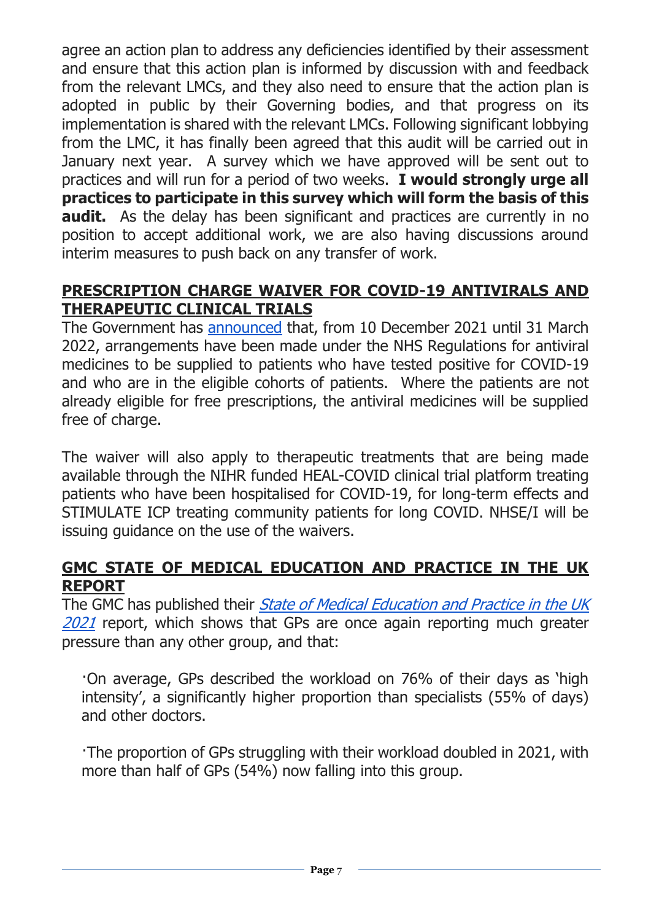agree an action plan to address any deficiencies identified by their assessment and ensure that this action plan is informed by discussion with and feedback from the relevant LMCs, and they also need to ensure that the action plan is adopted in public by their Governing bodies, and that progress on its implementation is shared with the relevant LMCs. Following significant lobbying from the LMC, it has finally been agreed that this audit will be carried out in January next year. A survey which we have approved will be sent out to practices and will run for a period of two weeks. **I would strongly urge all practices to participate in this survey which will form the basis of this audit.** As the delay has been significant and practices are currently in no position to accept additional work, we are also having discussions around interim measures to push back on any transfer of work.

## PRESCRIPTION CHARGE WAIVER FOR COVID-19 ANTIVIRALS AND THERAPEUTIC CLINICAL TRIALS

The Government has announced that, from 10 December 2021 until 31 March 2022, arrangements have been made under the NHS Regulations for antiviral medicines to be supplied to patients who have tested positive for COVID-19 and who are in the eligible cohorts of patients. Where the patients are not already eligible for free prescriptions, the antiviral medicines will be supplied free of charge.

The waiver will also apply to therapeutic treatments that are being made available through the NIHR funded HEAL-COVID clinical trial platform treating patients who have been hospitalised for COVID-19, for long-term effects and STIMULATE ICP treating community patients for long COVID. NHSE/I will be issuing guidance on the use of the waivers.

## GMC STATE OF MEDICAL EDUCATION AND PRACTICE IN THE UK REPORT

The GMC has published their *State of Medical Education and Practice in the UK 2021* report, which shows that GPs are once again reporting much greater pressure than any other group, and that:

- On average, GPs described the workload on 76% of their days as 'high intensity', a significantly higher proportion than specialists (55% of days) and other doctors.
- The proportion of GPs struggling with their workload doubled in 2021, with more than half of GPs (54%) now falling into this group.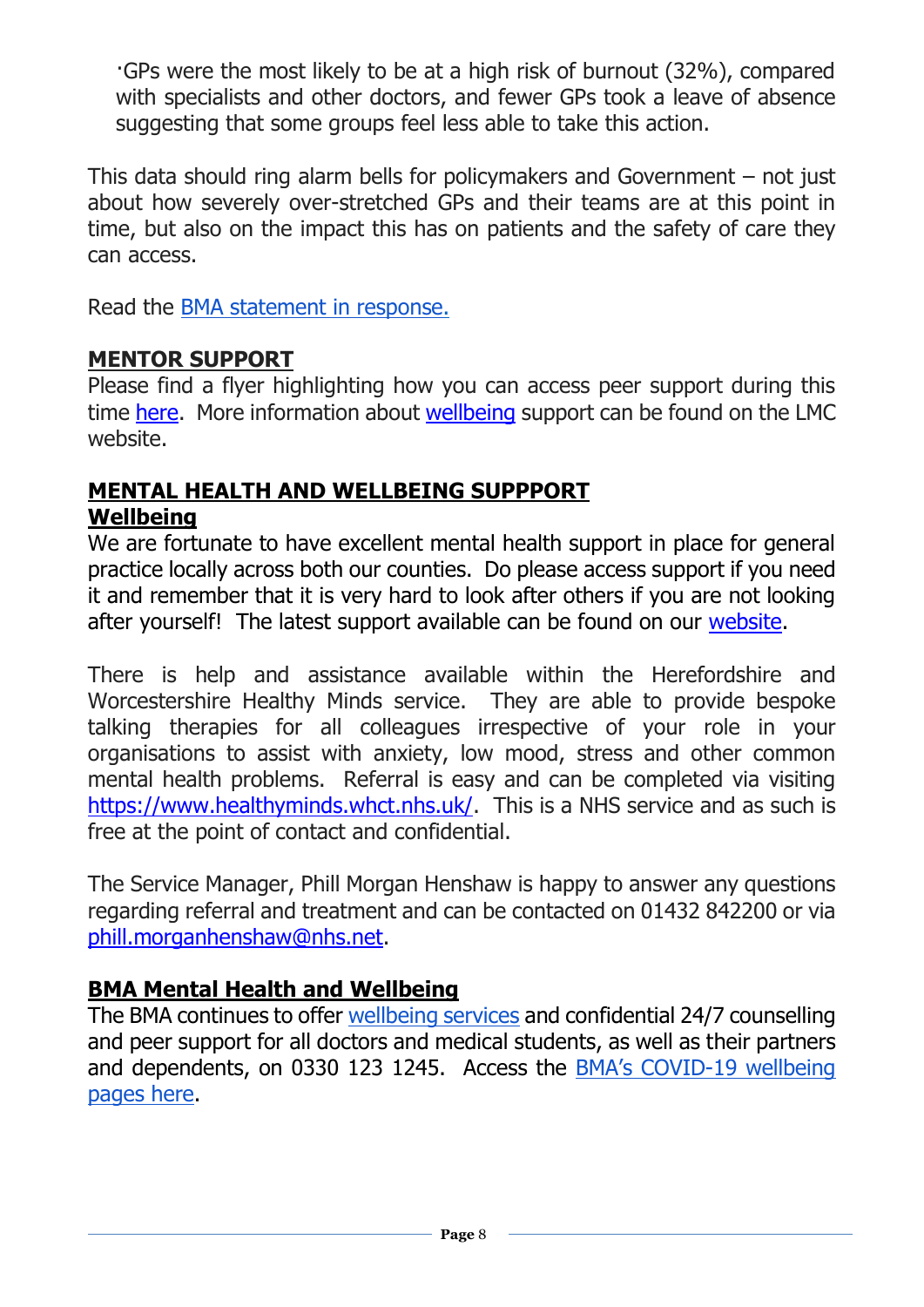- GPs were the most likely to be at a high risk of burnout (32%), compared with specialists and other doctors, and fewer GPs took a leave of absence suggesting that some groups feel less able to take this action.

This data should ring alarm bells for policymakers and Government – not just about how severely over-stretched GPs and their teams are at this point in time, but also on the impact this has on patients and the safety of care they can access.

Read the BMA statement in response.

## MENTOR SUPPORT

Please find a flyer highlighting how you can access peer support during this time here. More information about wellbeing support can be found on the LMC website.

## MENTAL HEALTH AND WELLBEING SUPPPORT

### Wellbeing

We are fortunate to have excellent mental health support in place for general practice locally across both our counties. Do please access support if you need it and remember that it is very hard to look after others if you are not looking after yourself! The latest support available can be found on our website.

There is help and assistance available within the Herefordshire and Worcestershire Healthy Minds service. They are able to provide bespoke talking therapies for all colleagues irrespective of your role in your organisations to assist with anxiety, low mood, stress and other common mental health problems. Referral is easy and can be completed via visiting https://www.healthyminds.whct.nhs.uk/. This is a NHS service and as such is free at the point of contact and confidential.

The Service Manager, Phill Morgan Henshaw is happy to answer any questions regarding referral and treatment and can be contacted on 01432 842200 or via phill.morganhenshaw@nhs.net.

## BMA Mental Health and Wellbeing

The BMA continues to offer wellbeing services and confidential 24/7 counselling and peer support for all doctors and medical students, as well as their partners and dependents, on 0330 123 1245. Access the BMA's COVID-19 wellbeing pages here.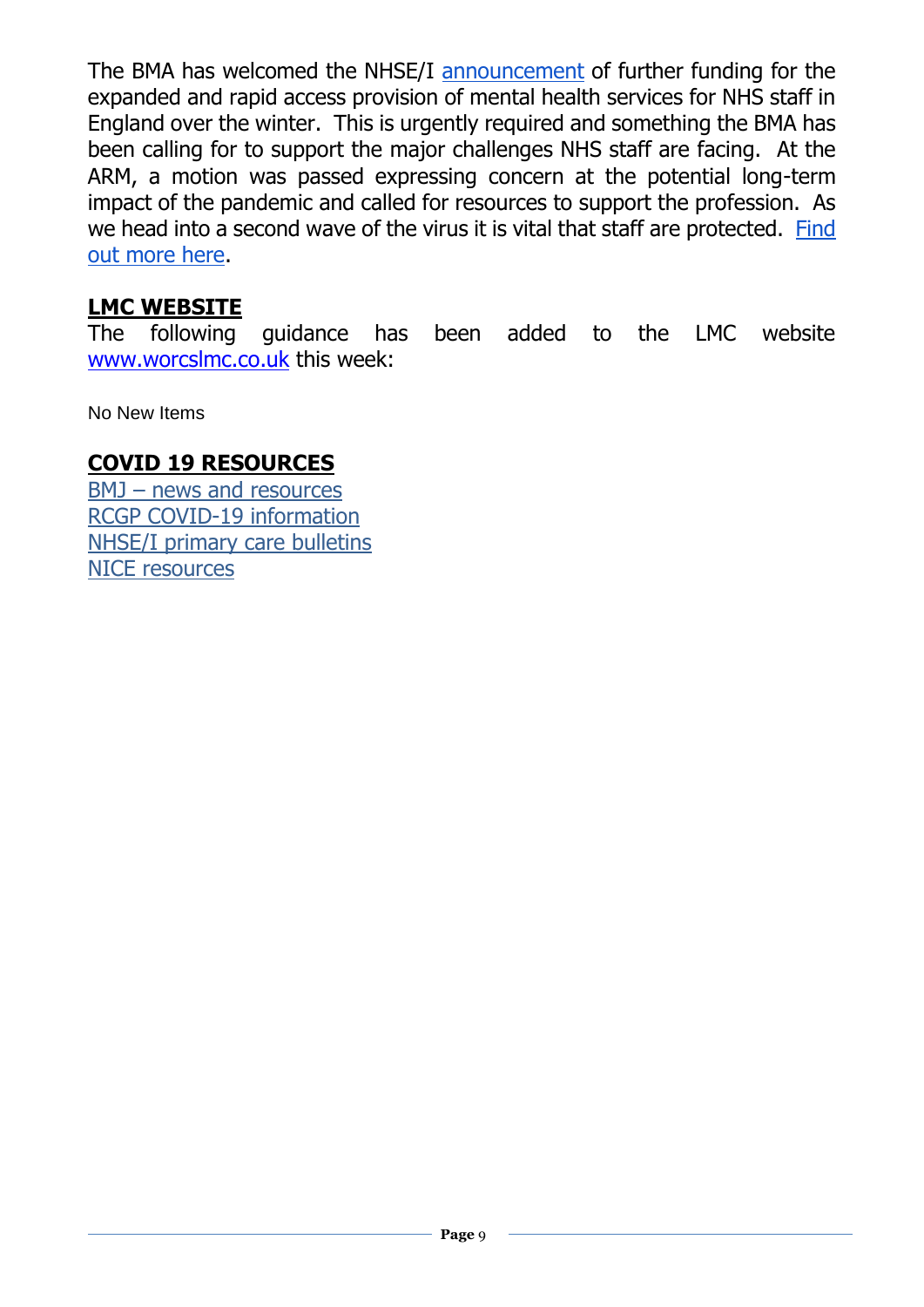The BMA has welcomed the NHSE/I announcement of further funding for the expanded and rapid access provision of mental health services for NHS staff in England over the winter. This is urgently required and something the BMA has been calling for to support the major challenges NHS staff are facing. At the ARM, a motion was passed expressing concern at the potential long-term impact of the pandemic and called for resources to support the profession. As we head into a second wave of the virus it is vital that staff are protected. Find out more here.

## LMC WEBSITE

The following guidance has been added to the LMC website www.worcslmc.co.uk this week:

No New Items

## COVID 19 RESOURCES

BMJ – news and resources
RCGP COVID-19 information
NHSE/I primary care bulletins
NICE resources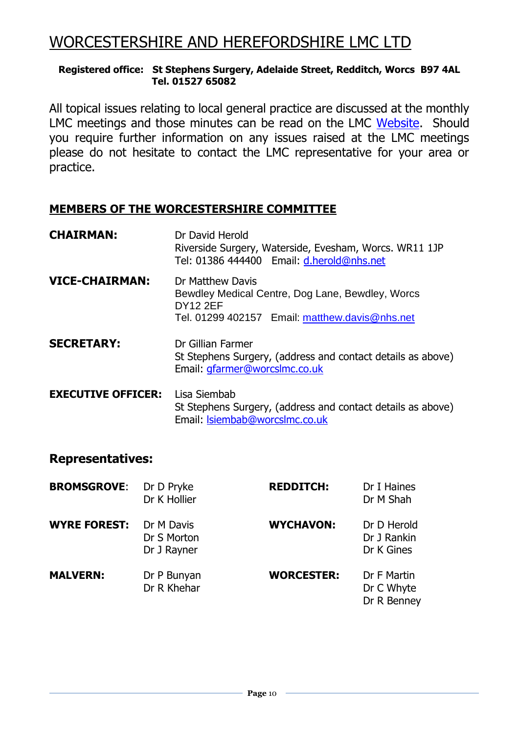# WORCESTERSHIRE AND HEREFORDSHIRE LMC LTD

**Registered office: St Stephens Surgery, Adelaide Street, Redditch, Worcs B97 4AL**
**Tel. 01527 65082**

All topical issues relating to local general practice are discussed at the monthly LMC meetings and those minutes can be read on the LMC Website. Should you require further information on any issues raised at the LMC meetings please do not hesitate to contact the LMC representative for your area or practice.

## MEMBERS OF THE WORCESTERSHIRE COMMITTEE

**CHAIRMAN:**
Dr David Herold
Riverside Surgery, Waterside, Evesham, Worcs. WR11 1JP
Tel: 01386 444400 Email: d.herold@nhs.net

**VICE-CHAIRMAN:**
Dr Matthew Davis
Bewdley Medical Centre, Dog Lane, Bewdley, Worcs DY12 2EF
Tel. 01299 402157 Email: matthew.davis@nhs.net

**SECRETARY:**
Dr Gillian Farmer
St Stephens Surgery, (address and contact details as above)
Email: gfarmer@worcslmc.co.uk

**EXECUTIVE OFFICER:**
Lisa Siembab
St Stephens Surgery, (address and contact details as above)
Email: lsiembab@worcslmc.co.uk

## Representatives:

**BROMSGROVE:**
Dr D Pryke
Dr K Hollier

**REDDITCH:**
Dr I Haines
Dr M Shah

**WYRE FOREST:**
Dr M Davis
Dr S Morton
Dr J Rayner

**WYCHAVON:**
Dr D Herold
Dr J Rankin
Dr K Gines

**MALVERN:**
Dr P Bunyan
Dr R Khehar

**WORCESTER:**
Dr F Martin
Dr C Whyte
Dr R Benney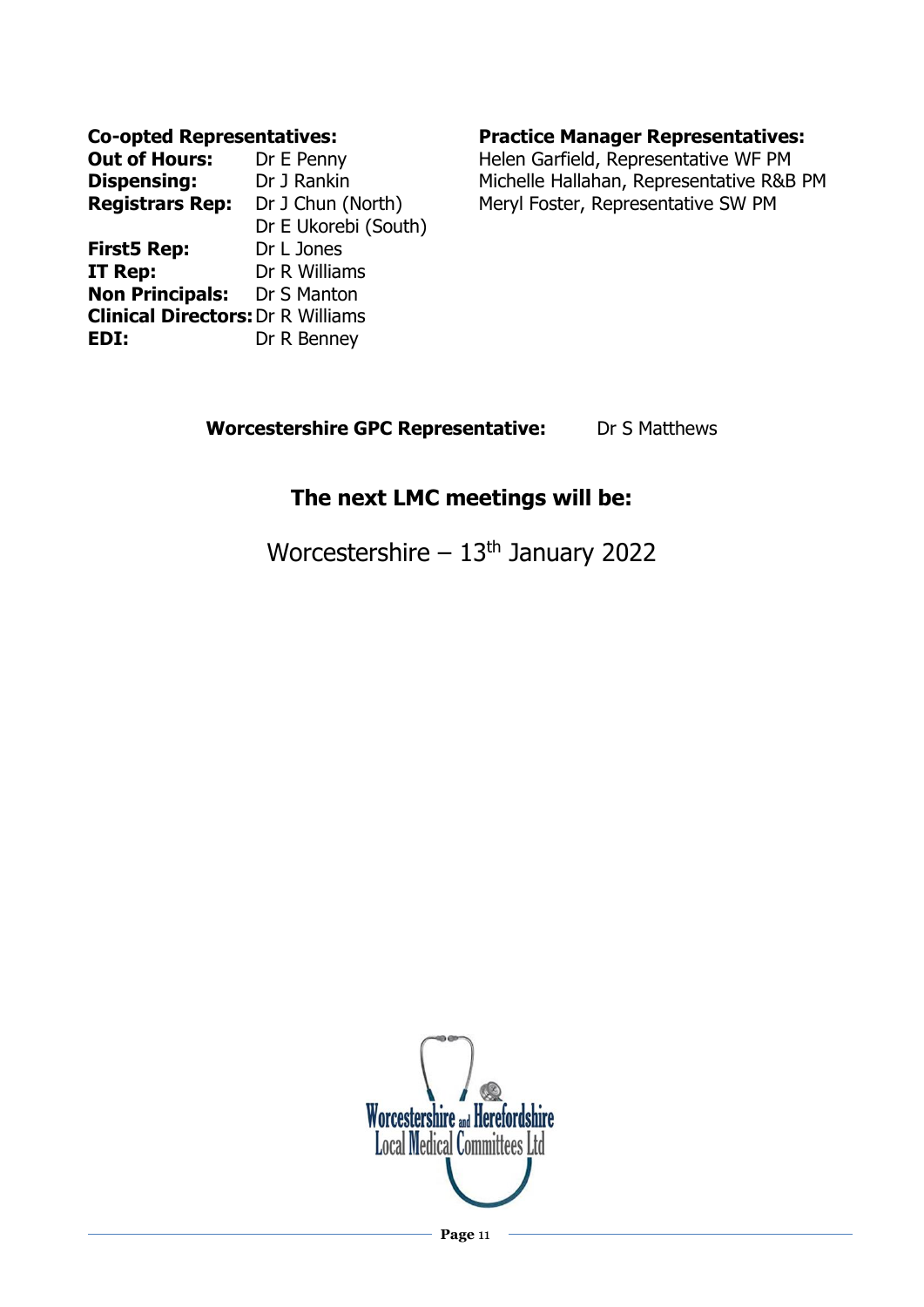**Co-opted Representatives:**

**Out of Hours:** Dr E Penny
**Dispensing:** Dr J Rankin
**Registrars Rep:** Dr J Chun (North)
Dr E Ukorebi (South)
**First5 Rep:** Dr L Jones
**IT Rep:** Dr R Williams
**Non Principals:** Dr S Manton
**Clinical Directors:** Dr R Williams
**EDI:** Dr R Benney

**Practice Manager Representatives:**

Helen Garfield, Representative WF PM
Michelle Hallahan, Representative R&B PM
Meryl Foster, Representative SW PM

**Worcestershire GPC Representative:** Dr S Matthews

## The next LMC meetings will be:

Worcestershire – 13th January 2022

Worcestershire and Herefordshire Local Medical Committees Ltd